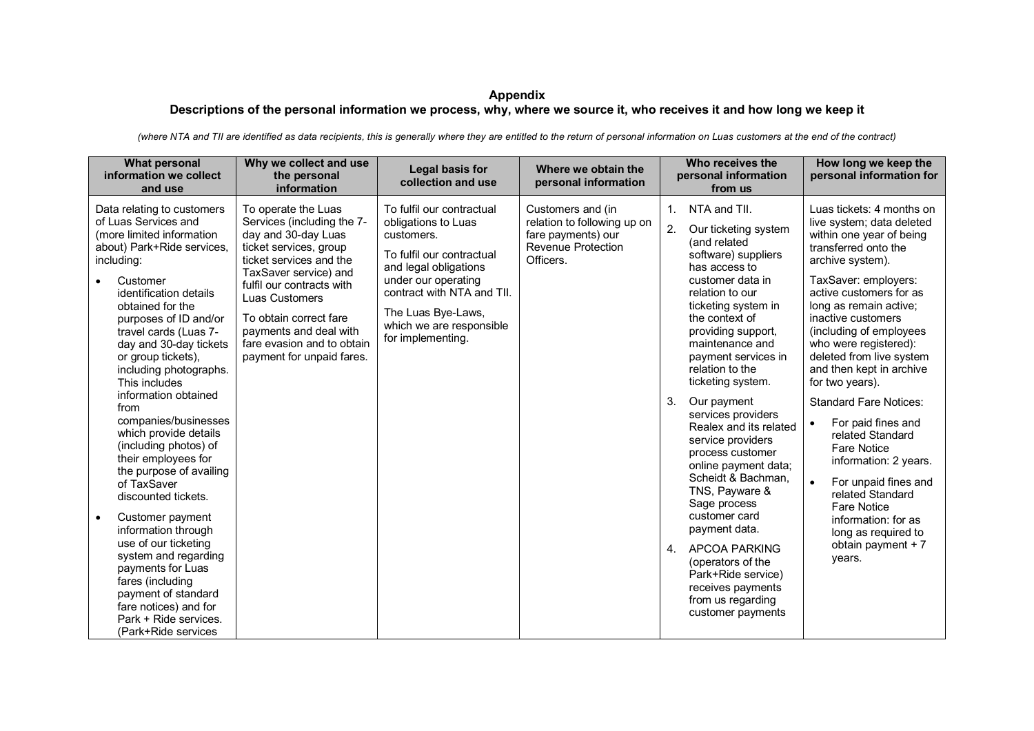## Appendix

## Descriptions of the personal information we process, why, where we source it, who receives it and how long we keep it

*(where NTA and TII are identified as data recipients, this is generally where they are entitled to the return of personal information on Luas customers at the end of the contract)*

| What personal information we collect and use | Why we collect and use the personal information | Legal basis for collection and use | Where we obtain the personal information | Who receives the personal information from us | How long we keep the personal information for |
|---|---|---|---|---|---|
| Data relating to customers of Luas Services and (more limited information about) Park+Ride services, including:<br>• Customer identification details obtained for the purposes of ID and/or travel cards (Luas 7-day and 30-day tickets or group tickets), including photographs. This includes information obtained from companies/businesses which provide details (including photos) of their employees for the purpose of availing of TaxSaver discounted tickets.<br>• Customer payment information through use of our ticketing system and regarding payments for Luas fares (including payment of standard fare notices) and for Park + Ride services. (Park+Ride services | To operate the Luas Services (including the 7-day and 30-day Luas ticket services, group ticket services and the TaxSaver service) and fulfil our contracts with Luas Customers<br><br>To obtain correct fare payments and deal with fare evasion and to obtain payment for unpaid fares. | To fulfil our contractual obligations to Luas customers.<br><br>To fulfil our contractual and legal obligations under our operating contract with NTA and TII.<br><br>The Luas Bye-Laws, which we are responsible for implementing. | Customers and (in relation to following up on fare payments) our Revenue Protection Officers. | 1. NTA and TII.<br>2. Our ticketing system (and related software) suppliers has access to customer data in relation to our ticketing system in the context of providing support, maintenance and payment services in relation to the ticketing system.<br>3. Our payment services providers Realex and its related service providers process customer online payment data; Scheidt & Bachman, TNS, Payware & Sage process customer card payment data.<br>4. APCOA PARKING (operators of the Park+Ride service) receives payments from us regarding customer payments | Luas tickets: 4 months on live system; data deleted within one year of being transferred onto the archive system).<br><br>TaxSaver: employers: active customers for as long as remain active; inactive customers (including of employees who were registered): deleted from live system and then kept in archive for two years).<br><br>Standard Fare Notices:<br>• For paid fines and related Standard Fare Notice information: 2 years.<br>• For unpaid fines and related Standard Fare Notice information: for as long as required to obtain payment + 7 years. |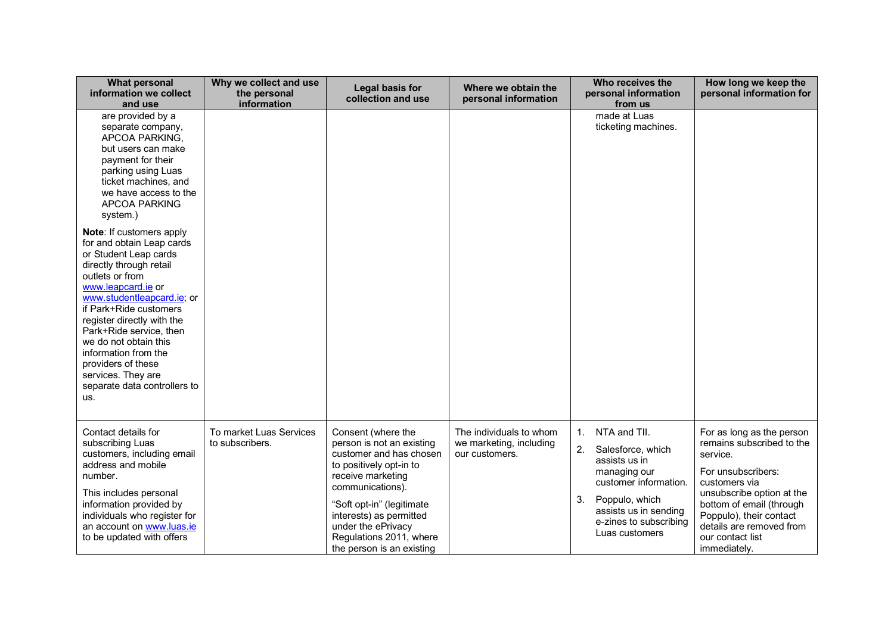| What personal information we collect and use | Why we collect and use the personal information | Legal basis for collection and use | Where we obtain the personal information | Who receives the personal information from us | How long we keep the personal information for |
|---|---|---|---|---|---|
| are provided by a separate company, APCOA PARKING, but users can make payment for their parking using Luas ticket machines, and we have access to the APCOA PARKING system.)<br><br>**Note**: If customers apply for and obtain Leap cards or Student Leap cards directly through retail outlets or from www.leapcard.ie or www.studentleapcard.ie; or if Park+Ride customers register directly with the Park+Ride service, then we do not obtain this information from the providers of these services. They are separate data controllers to us. | | | | made at Luas ticketing machines. | |
| Contact details for subscribing Luas customers, including email address and mobile number.<br><br>This includes personal information provided by individuals who register for an account on www.luas.ie to be updated with offers | To market Luas Services to subscribers. | Consent (where the person is not an existing customer and has chosen to positively opt-in to receive marketing communications).<br><br>"Soft opt-in" (legitimate interests) as permitted under the ePrivacy Regulations 2011, where the person is an existing | The individuals to whom we marketing, including our customers. | 1. NTA and TII.<br>2. Salesforce, which assists us in managing our customer information.<br>3. Poppulo, which assists us in sending e-zines to subscribing Luas customers | For as long as the person remains subscribed to the service.<br><br>For unsubscribers: customers via unsubscribe option at the bottom of email (through Poppulo), their contact details are removed from our contact list immediately. |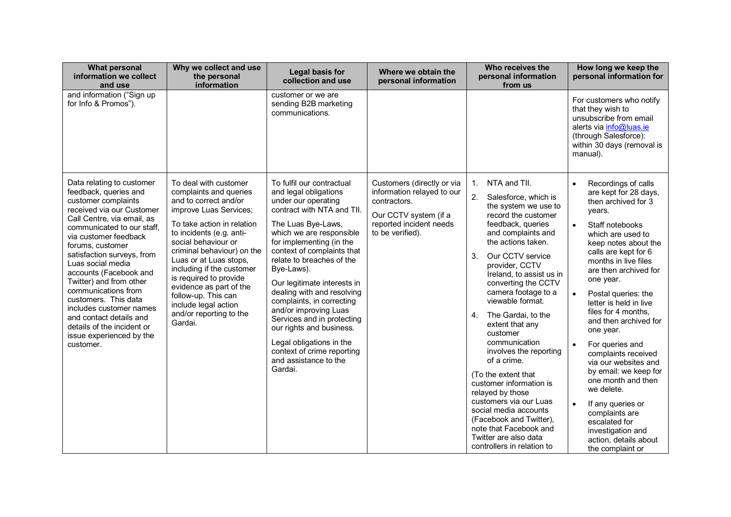| What personal information we collect and use | Why we collect and use the personal information | Legal basis for collection and use | Where we obtain the personal information | Who receives the personal information from us | How long we keep the personal information for |
|---|---|---|---|---|---|
| and information ("Sign up for Info & Promos"). | | customer or we are sending B2B marketing communications. | | | For customers who notify that they wish to unsubscribe from email alerts via info@luas.ie (through Salesforce): within 30 days (removal is manual). |
| Data relating to customer feedback, queries and customer complaints received via our Customer Call Centre, via email, as communicated to our staff, via customer feedback forums, customer satisfaction surveys, from Luas social media accounts (Facebook and Twitter) and from other communications from customers. This data includes customer names and contact details and details of the incident or issue experienced by the customer. | To deal with customer complaints and queries and to correct and/or improve Luas Services;<br><br>To take action in relation to incidents (e.g. anti-social behaviour or criminal behaviour) on the Luas or at Luas stops, including if the customer is required to provide evidence as part of the follow-up. This can include legal action and/or reporting to the Gardai. | To fulfil our contractual and legal obligations under our operating contract with NTA and TII.<br><br>The Luas Bye-Laws, which we are responsible for implementing (in the context of complaints that relate to breaches of the Bye-Laws).<br><br>Our legitimate interests in dealing with and resolving complaints, in correcting and/or improving Luas Services and in protecting our rights and business.<br><br>Legal obligations in the context of crime reporting and assistance to the Gardai. | Customers (directly or via information relayed to our contractors.<br><br>Our CCTV system (if a reported incident needs to be verified). | 1. NTA and TII.<br>2. Salesforce, which is the system we use to record the customer feedback, queries and complaints and the actions taken.<br>3. Our CCTV service provider, CCTV Ireland, to assist us in converting the CCTV camera footage to a viewable format.<br>4. The Gardai, to the extent that any customer communication involves the reporting of a crime.<br><br>(To the extent that customer information is relayed by those customers via our Luas social media accounts (Facebook and Twitter), note that Facebook and Twitter are also data controllers in relation to | • Recordings of calls are kept for 28 days, then archived for 3 years.<br>• Staff notebooks which are used to keep notes about the calls are kept for 6 months in live files are then archived for one year.<br>• Postal queries: the letter is held in live files for 4 months, and then archived for one year.<br>• For queries and complaints received via our websites and by email: we keep for one month and then we delete.<br>• If any queries or complaints are escalated for investigation and action, details about the complaint or |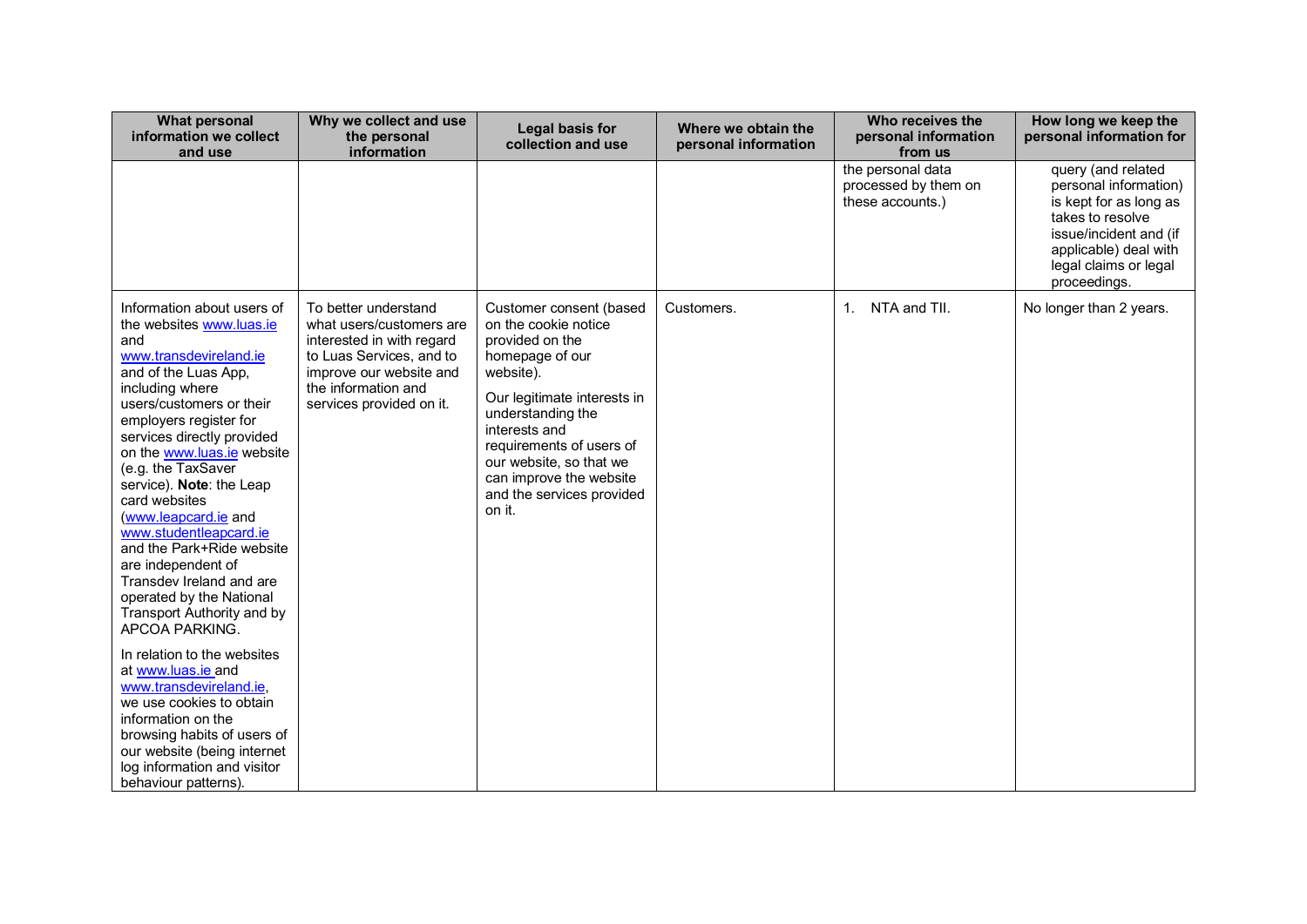| What personal information we collect and use | Why we collect and use the personal information | Legal basis for collection and use | Where we obtain the personal information | Who receives the personal information from us | How long we keep the personal information for |
| --- | --- | --- | --- | --- | --- |
| | | | | the personal data processed by them on these accounts.) | query (and related personal information) is kept for as long as takes to resolve issue/incident and (if applicable) deal with legal claims or legal proceedings. |
| Information about users of the websites www.luas.ie and www.transdevireland.ie and of the Luas App, including where users/customers or their employers register for services directly provided on the www.luas.ie website (e.g. the TaxSaver service). **Note**: the Leap card websites (www.leapcard.ie and www.studentleapcard.ie and the Park+Ride website are independent of Transdev Ireland and are operated by the National Transport Authority and by APCOA PARKING.<br><br>In relation to the websites at www.luas.ie and www.transdevireland.ie, we use cookies to obtain information on the browsing habits of users of our website (being internet log information and visitor behaviour patterns). | To better understand what users/customers are interested in with regard to Luas Services, and to improve our website and the information and services provided on it. | Customer consent (based on the cookie notice provided on the homepage of our website).<br><br>Our legitimate interests in understanding the interests and requirements of users of our website, so that we can improve the website and the services provided on it. | Customers. | 1. NTA and TII. | No longer than 2 years. |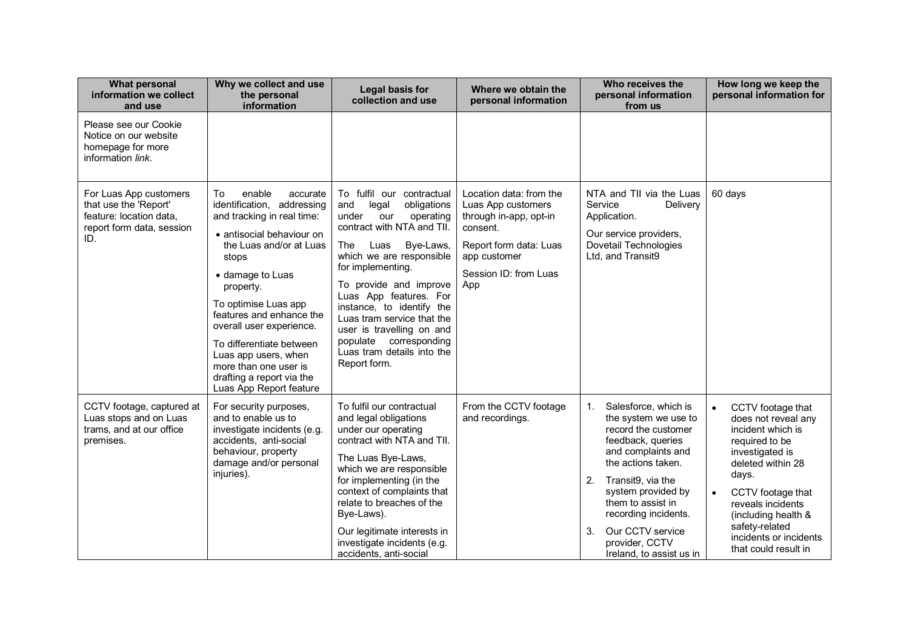| What personal information we collect and use | Why we collect and use the personal information | Legal basis for collection and use | Where we obtain the personal information | Who receives the personal information from us | How long we keep the personal information for |
|---|---|---|---|---|---|
| Please see our Cookie Notice on our website homepage for more information *link*. | | | | | |
| For Luas App customers that use the 'Report' feature: location data, report form data, session ID. | To enable accurate identification, addressing and tracking in real time:<br>• antisocial behaviour on the Luas and/or at Luas stops<br>• damage to Luas property.<br>To optimise Luas app features and enhance the overall user experience.<br>To differentiate between Luas app users, when more than one user is drafting a report via the Luas App Report feature | To fulfil our contractual and legal obligations under our operating contract with NTA and TII.<br>The Luas Bye-Laws, which we are responsible for implementing.<br>To provide and improve Luas App features. For instance, to identify the Luas tram service that the user is travelling on and populate corresponding Luas tram details into the Report form. | Location data: from the Luas App customers through in-app, opt-in consent.<br>Report form data: Luas app customer<br>Session ID: from Luas App | NTA and TII via the Luas Service Delivery Application.<br>Our service providers, Dovetail Technologies Ltd, and Transit9 | 60 days |
| CCTV footage, captured at Luas stops and on Luas trams, and at our office premises. | For security purposes, and to enable us to investigate incidents (e.g. accidents, anti-social behaviour, property damage and/or personal injuries). | To fulfil our contractual and legal obligations under our operating contract with NTA and TII.<br>The Luas Bye-Laws, which we are responsible for implementing (in the context of complaints that relate to breaches of the Bye-Laws).<br>Our legitimate interests in investigate incidents (e.g. accidents, anti-social | From the CCTV footage and recordings. | 1. Salesforce, which is the system we use to record the customer feedback, queries and complaints and the actions taken.<br>2. Transit9, via the system provided by them to assist in recording incidents.<br>3. Our CCTV service provider, CCTV Ireland, to assist us in | • CCTV footage that does not reveal any incident which is required to be investigated is deleted within 28 days.<br>• CCTV footage that reveals incidents (including health & safety-related incidents or incidents that could result in |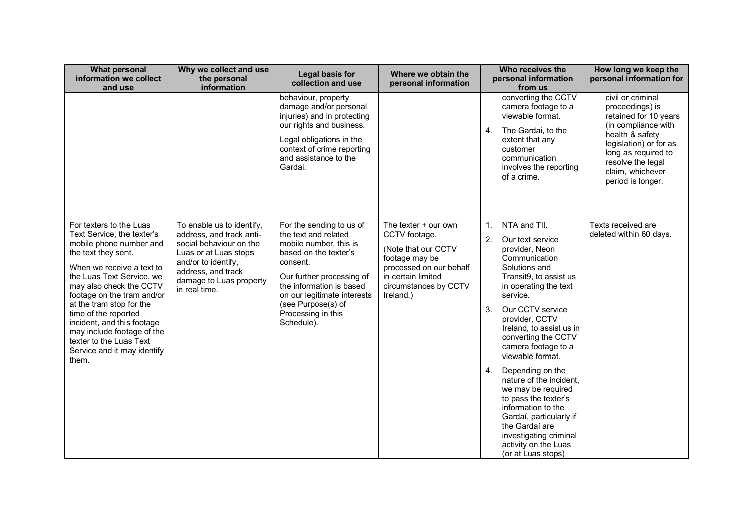| What personal information we collect and use | Why we collect and use the personal information | Legal basis for collection and use | Where we obtain the personal information | Who receives the personal information from us | How long we keep the personal information for |
|---|---|---|---|---|---|
| | | behaviour, property damage and/or personal injuries) and in protecting our rights and business.<br><br>Legal obligations in the context of crime reporting and assistance to the Gardai. | | converting the CCTV camera footage to a viewable format.<br><br>4. The Gardai, to the extent that any customer communication involves the reporting of a crime. | civil or criminal proceedings) is retained for 10 years (in compliance with health & safety legislation) or for as long as required to resolve the legal claim, whichever period is longer. |
| For texters to the Luas Text Service, the texter's mobile phone number and the text they sent.<br><br>When we receive a text to the Luas Text Service, we may also check the CCTV footage on the tram and/or at the tram stop for the time of the reported incident, and this footage may include footage of the texter to the Luas Text Service and it may identify them. | To enable us to identify, address, and track anti-social behaviour on the Luas or at Luas stops and/or to identify, address, and track damage to Luas property in real time. | For the sending to us of the text and related mobile number, this is based on the texter's consent.<br><br>Our further processing of the information is based on our legitimate interests (see Purpose(s) of Processing in this Schedule). | The texter + our own CCTV footage.<br><br>(Note that our CCTV footage may be processed on our behalf in certain limited circumstances by CCTV Ireland.) | 1. NTA and TII.<br><br>2. Our text service provider, Neon Communication Solutions and Transit9, to assist us in operating the text service.<br><br>3. Our CCTV service provider, CCTV Ireland, to assist us in converting the CCTV camera footage to a viewable format.<br><br>4. Depending on the nature of the incident, we may be required to pass the texter's information to the Gardaí, particularly if the Gardaí are investigating criminal activity on the Luas (or at Luas stops) | Texts received are deleted within 60 days. |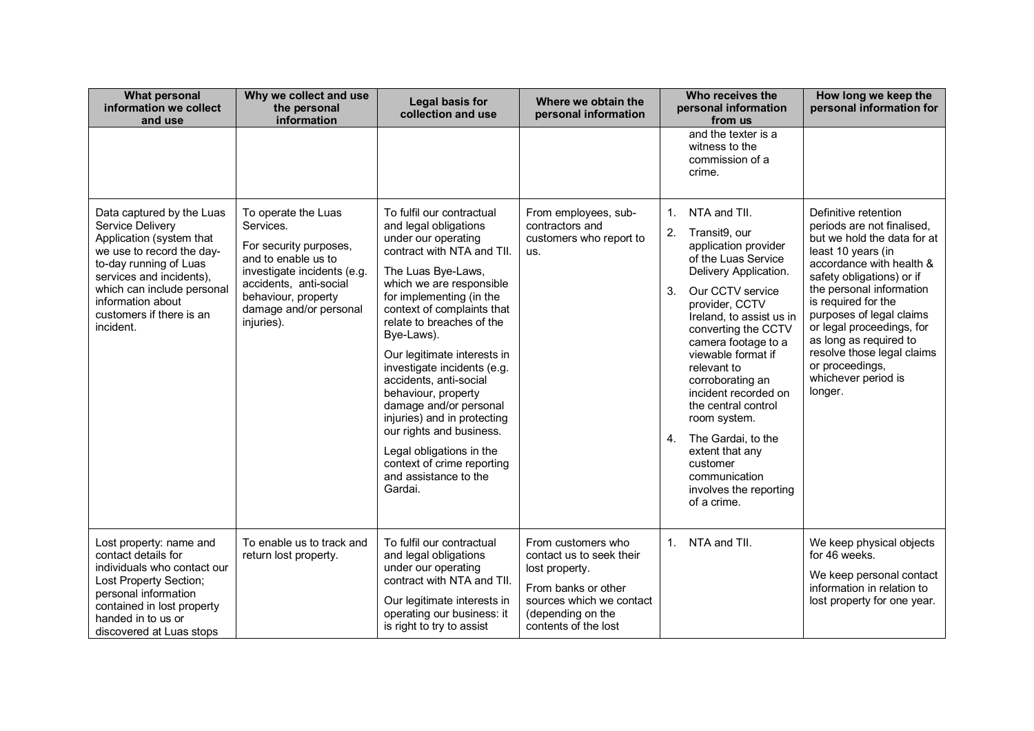| What personal information we collect and use | Why we collect and use the personal information | Legal basis for collection and use | Where we obtain the personal information | Who receives the personal information from us | How long we keep the personal information for |
|---|---|---|---|---|---|
| | | | | and the texter is a witness to the commission of a crime. | |
| Data captured by the Luas Service Delivery Application (system that we use to record the day-to-day running of Luas services and incidents), which can include personal information about customers if there is an incident. | To operate the Luas Services.<br><br>For security purposes, and to enable us to investigate incidents (e.g. accidents, anti-social behaviour, property damage and/or personal injuries). | To fulfil our contractual and legal obligations under our operating contract with NTA and TII.<br><br>The Luas Bye-Laws, which we are responsible for implementing (in the context of complaints that relate to breaches of the Bye-Laws).<br><br>Our legitimate interests in investigate incidents (e.g. accidents, anti-social behaviour, property damage and/or personal injuries) and in protecting our rights and business.<br><br>Legal obligations in the context of crime reporting and assistance to the Gardai. | From employees, sub-contractors and customers who report to us. | 1. NTA and TII.<br>2. Transit9, our application provider of the Luas Service Delivery Application.<br>3. Our CCTV service provider, CCTV Ireland, to assist us in converting the CCTV camera footage to a viewable format if relevant to corroborating an incident recorded on the central control room system.<br>4. The Gardai, to the extent that any customer communication involves the reporting of a crime. | Definitive retention periods are not finalised, but we hold the data for at least 10 years (in accordance with health & safety obligations) or if the personal information is required for the purposes of legal claims or legal proceedings, for as long as required to resolve those legal claims or proceedings, whichever period is longer. |
| Lost property: name and contact details for individuals who contact our Lost Property Section; personal information contained in lost property handed in to us or discovered at Luas stops | To enable us to track and return lost property. | To fulfil our contractual and legal obligations under our operating contract with NTA and TII.<br><br>Our legitimate interests in operating our business: it is right to try to assist | From customers who contact us to seek their lost property.<br><br>From banks or other sources which we contact (depending on the contents of the lost | 1. NTA and TII. | We keep physical objects for 46 weeks.<br><br>We keep personal contact information in relation to lost property for one year. |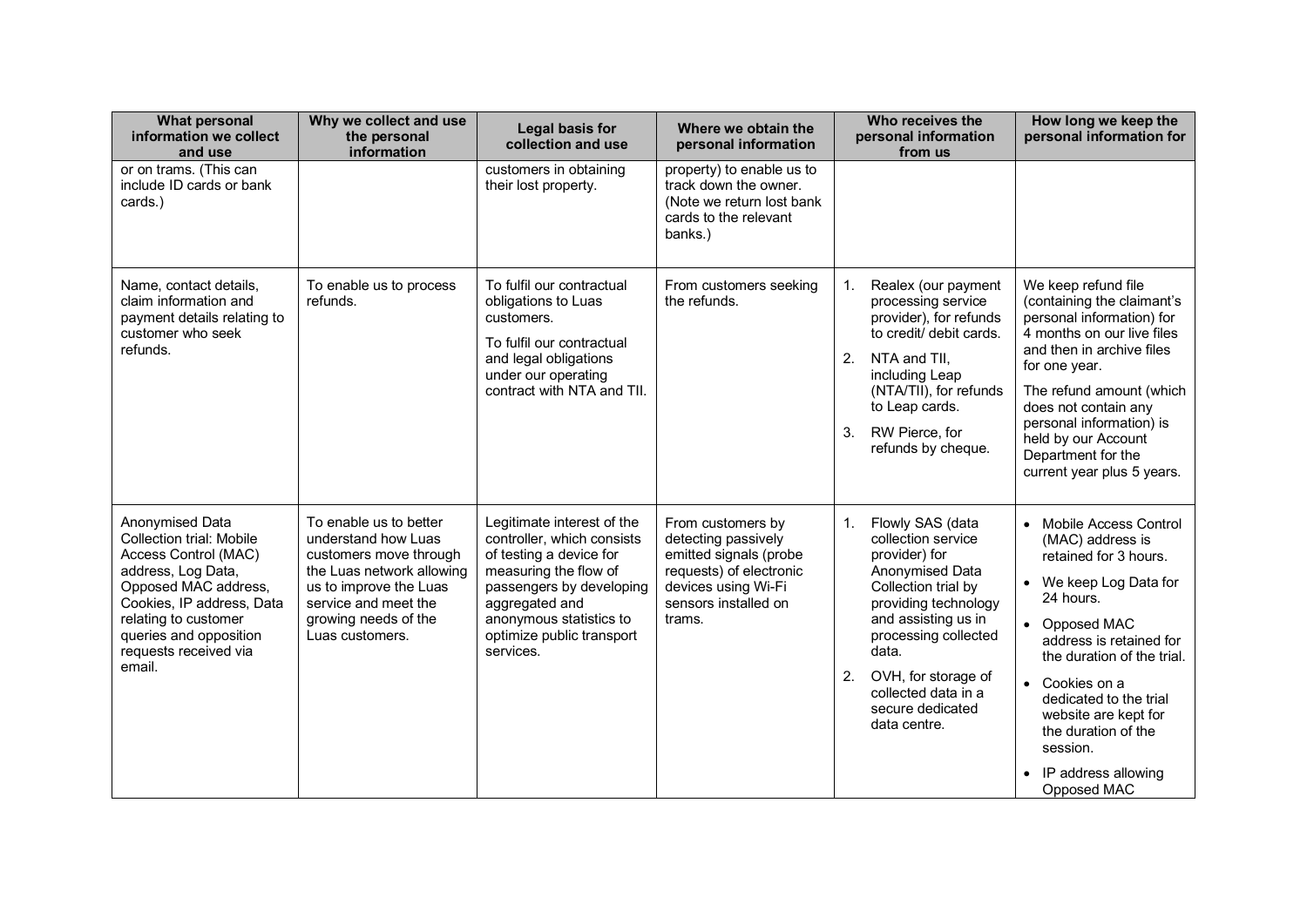| What personal information we collect and use | Why we collect and use the personal information | Legal basis for collection and use | Where we obtain the personal information | Who receives the personal information from us | How long we keep the personal information for |
|---|---|---|---|---|---|
| or on trams. (This can include ID cards or bank cards.) | | customers in obtaining their lost property. | property) to enable us to track down the owner. (Note we return lost bank cards to the relevant banks.) | | |
| Name, contact details, claim information and payment details relating to customer who seek refunds. | To enable us to process refunds. | To fulfil our contractual obligations to Luas customers.<br><br>To fulfil our contractual and legal obligations under our operating contract with NTA and TII. | From customers seeking the refunds. | 1. Realex (our payment processing service provider), for refunds to credit/ debit cards.<br>2. NTA and TII, including Leap (NTA/TII), for refunds to Leap cards.<br>3. RW Pierce, for refunds by cheque. | We keep refund file (containing the claimant's personal information) for 4 months on our live files and then in archive files for one year.<br><br>The refund amount (which does not contain any personal information) is held by our Account Department for the current year plus 5 years. |
| Anonymised Data Collection trial: Mobile Access Control (MAC) address, Log Data, Opposed MAC address, Cookies, IP address, Data relating to customer queries and opposition requests received via email. | To enable us to better understand how Luas customers move through the Luas network allowing us to improve the Luas service and meet the growing needs of the Luas customers. | Legitimate interest of the controller, which consists of testing a device for measuring the flow of passengers by developing aggregated and anonymous statistics to optimize public transport services. | From customers by detecting passively emitted signals (probe requests) of electronic devices using Wi-Fi sensors installed on trams. | 1. Flowly SAS (data collection service provider) for Anonymised Data Collection trial by providing technology and assisting us in processing collected data.<br>2. OVH, for storage of collected data in a secure dedicated data centre. | • Mobile Access Control (MAC) address is retained for 3 hours.<br>• We keep Log Data for 24 hours.<br>• Opposed MAC address is retained for the duration of the trial.<br>• Cookies on a dedicated to the trial website are kept for the duration of the session.<br>• IP address allowing Opposed MAC |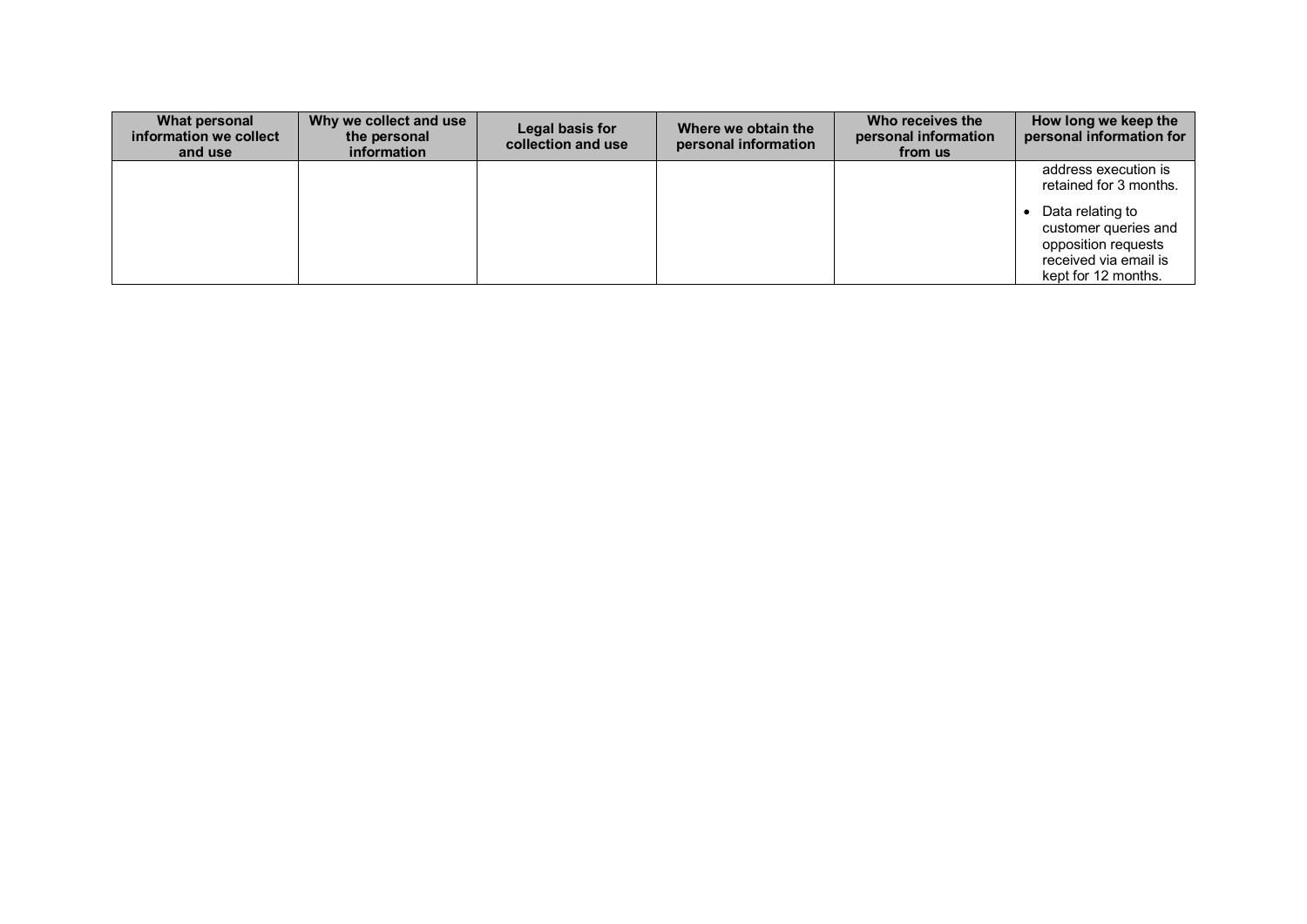| What personal information we collect and use | Why we collect and use the personal information | Legal basis for collection and use | Where we obtain the personal information | Who receives the personal information from us | How long we keep the personal information for |
|---|---|---|---|---|---|
| | | | | | address execution is retained for 3 months.<br>• Data relating to customer queries and opposition requests received via email is kept for 12 months. |